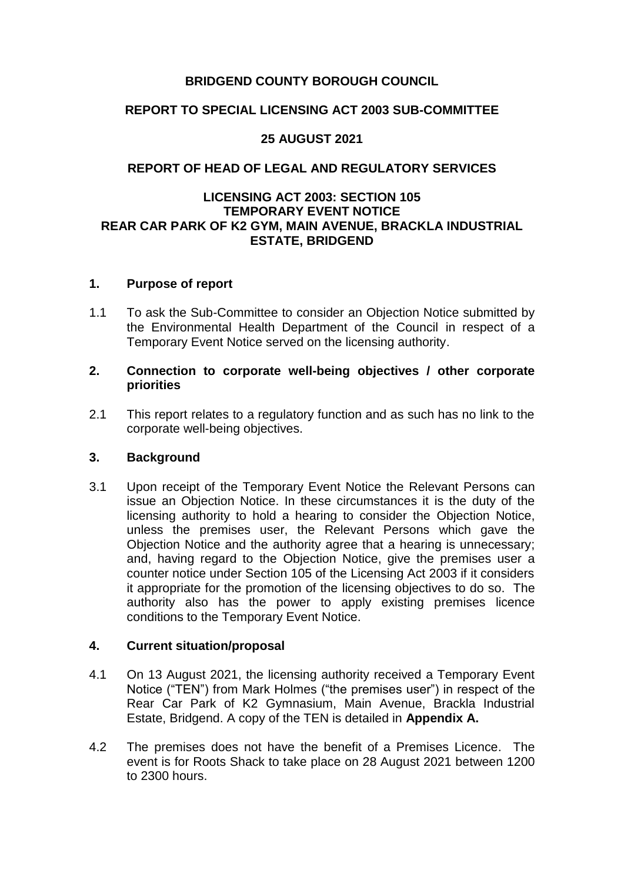**BRIDGEND COUNTY BOROUGH COUNCIL**

**REPORT TO SPECIAL LICENSING ACT 2003 SUB-COMMITTEE**

**25 AUGUST 2021**

**REPORT OF HEAD OF LEGAL AND REGULATORY SERVICES**

**LICENSING ACT 2003: SECTION 105**
**TEMPORARY EVENT NOTICE**
**REAR CAR PARK OF K2 GYM, MAIN AVENUE, BRACKLA INDUSTRIAL ESTATE, BRIDGEND**

## 1. Purpose of report

1.1 To ask the Sub-Committee to consider an Objection Notice submitted by the Environmental Health Department of the Council in respect of a Temporary Event Notice served on the licensing authority.

## 2. Connection to corporate well-being objectives / other corporate priorities

2.1 This report relates to a regulatory function and as such has no link to the corporate well-being objectives.

## 3. Background

3.1 Upon receipt of the Temporary Event Notice the Relevant Persons can issue an Objection Notice. In these circumstances it is the duty of the licensing authority to hold a hearing to consider the Objection Notice, unless the premises user, the Relevant Persons which gave the Objection Notice and the authority agree that a hearing is unnecessary; and, having regard to the Objection Notice, give the premises user a counter notice under Section 105 of the Licensing Act 2003 if it considers it appropriate for the promotion of the licensing objectives to do so. The authority also has the power to apply existing premises licence conditions to the Temporary Event Notice.

## 4. Current situation/proposal

4.1 On 13 August 2021, the licensing authority received a Temporary Event Notice ("TEN") from Mark Holmes ("the premises user") in respect of the Rear Car Park of K2 Gymnasium, Main Avenue, Brackla Industrial Estate, Bridgend. A copy of the TEN is detailed in **Appendix A.**

4.2 The premises does not have the benefit of a Premises Licence. The event is for Roots Shack to take place on 28 August 2021 between 1200 to 2300 hours.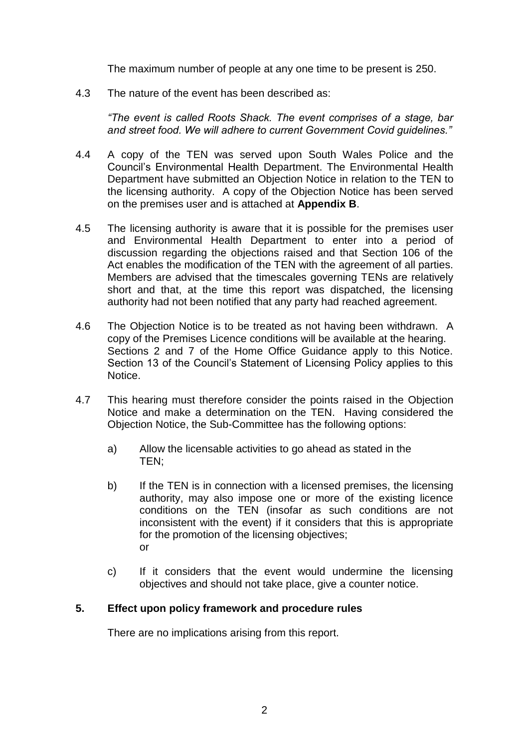The maximum number of people at any one time to be present is 250.

4.3 The nature of the event has been described as:

*"The event is called Roots Shack. The event comprises of a stage, bar and street food. We will adhere to current Government Covid guidelines."*

4.4 A copy of the TEN was served upon South Wales Police and the Council's Environmental Health Department. The Environmental Health Department have submitted an Objection Notice in relation to the TEN to the licensing authority. A copy of the Objection Notice has been served on the premises user and is attached at **Appendix B**.

4.5 The licensing authority is aware that it is possible for the premises user and Environmental Health Department to enter into a period of discussion regarding the objections raised and that Section 106 of the Act enables the modification of the TEN with the agreement of all parties. Members are advised that the timescales governing TENs are relatively short and that, at the time this report was dispatched, the licensing authority had not been notified that any party had reached agreement.

4.6 The Objection Notice is to be treated as not having been withdrawn. A copy of the Premises Licence conditions will be available at the hearing. Sections 2 and 7 of the Home Office Guidance apply to this Notice. Section 13 of the Council's Statement of Licensing Policy applies to this Notice.

4.7 This hearing must therefore consider the points raised in the Objection Notice and make a determination on the TEN. Having considered the Objection Notice, the Sub-Committee has the following options:

a) Allow the licensable activities to go ahead as stated in the TEN;

b) If the TEN is in connection with a licensed premises, the licensing authority, may also impose one or more of the existing licence conditions on the TEN (insofar as such conditions are not inconsistent with the event) if it considers that this is appropriate for the promotion of the licensing objectives;
or

c) If it considers that the event would undermine the licensing objectives and should not take place, give a counter notice.

## 5. Effect upon policy framework and procedure rules

There are no implications arising from this report.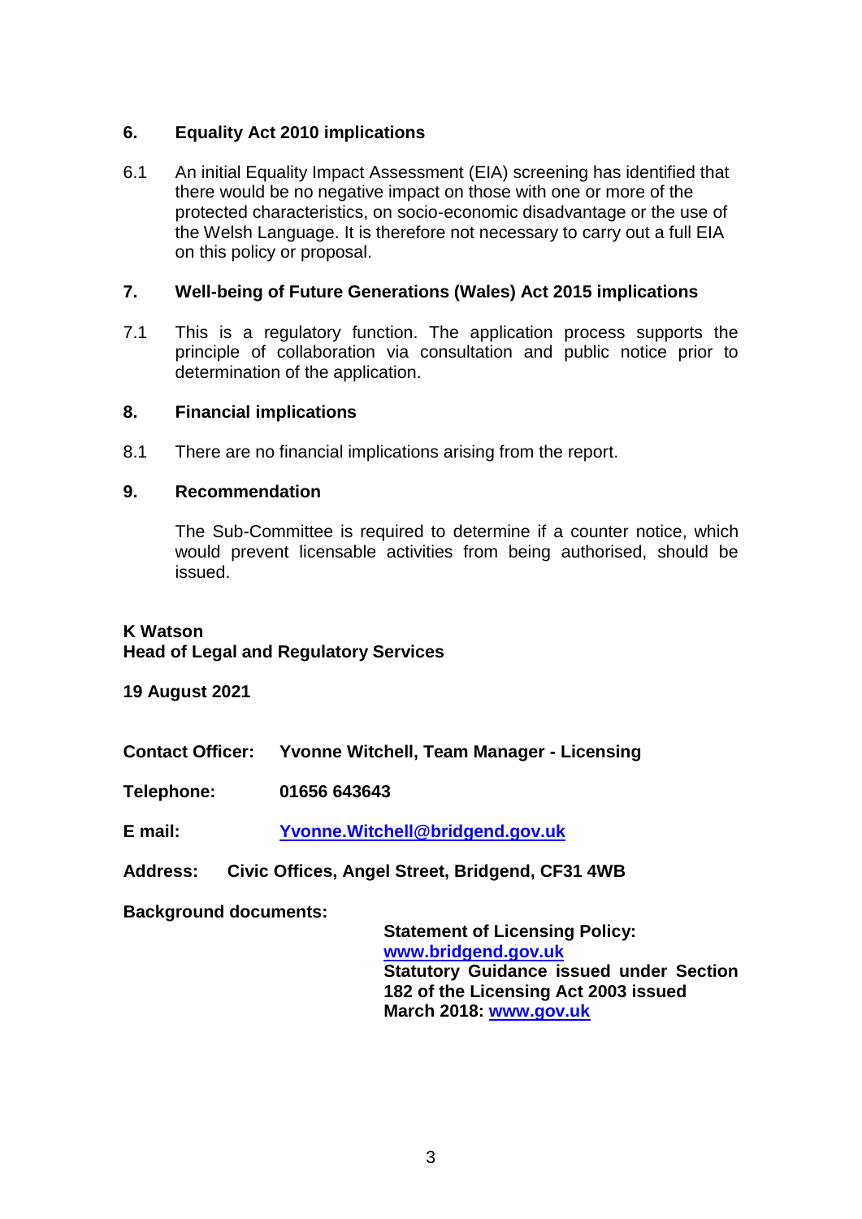## 6. Equality Act 2010 implications

6.1 An initial Equality Impact Assessment (EIA) screening has identified that there would be no negative impact on those with one or more of the protected characteristics, on socio-economic disadvantage or the use of the Welsh Language. It is therefore not necessary to carry out a full EIA on this policy or proposal.

## 7. Well-being of Future Generations (Wales) Act 2015 implications

7.1 This is a regulatory function. The application process supports the principle of collaboration via consultation and public notice prior to determination of the application.

## 8. Financial implications

8.1 There are no financial implications arising from the report.

## 9. Recommendation

The Sub-Committee is required to determine if a counter notice, which would prevent licensable activities from being authorised, should be issued.

**K Watson**
**Head of Legal and Regulatory Services**

**19 August 2021**

**Contact Officer:** **Yvonne Witchell, Team Manager - Licensing**

**Telephone:** **01656 643643**

**E mail:** **Yvonne.Witchell@bridgend.gov.uk**

**Address:** **Civic Offices, Angel Street, Bridgend, CF31 4WB**

**Background documents:**

**Statement of Licensing Policy: www.bridgend.gov.uk**
**Statutory Guidance issued under Section 182 of the Licensing Act 2003 issued March 2018: www.gov.uk**